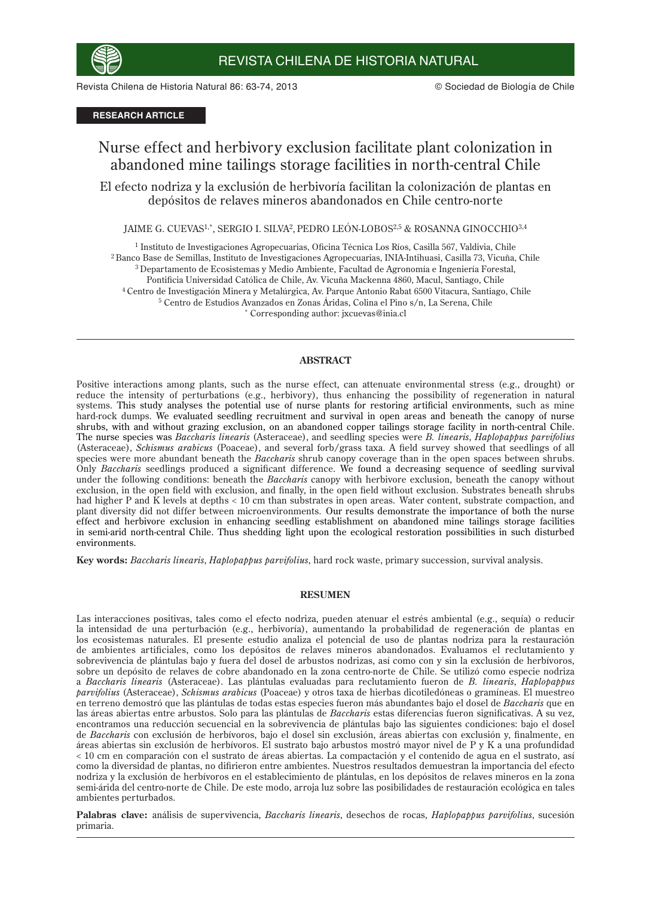RESEARCH ARTICLE

# Nurse effect and herbivory exclusion facilitate plant colonization in abandoned mine tailings storage facilities in north-central Chile

## El efecto nodriza y la exclusión de herbivoría facilitan la colonización de plantas en depósitos de relaves mineros abandonados en Chile centro-norte

JAIME G. CUEVAS[1,*], SERGIO I. SILVA[2], PEDRO LEÓN-LOBOS[2,5] & ROSANNA GINOCCHIO[3,4]

[1] Instituto de Investigaciones Agropecuarias, Oficina Técnica Los Ríos, Casilla 567, Valdivia, Chile
[2] Banco Base de Semillas, Instituto de Investigaciones Agropecuarias, INIA-Intihuasi, Casilla 73, Vicuña, Chile
[3] Departamento de Ecosistemas y Medio Ambiente, Facultad de Agronomía e Ingeniería Forestal, Pontificia Universidad Católica de Chile, Av. Vicuña Mackenna 4860, Macul, Santiago, Chile
[4] Centro de Investigación Minera y Metalúrgica, Av. Parque Antonio Rabat 6500 Vitacura, Santiago, Chile
[5] Centro de Estudios Avanzados en Zonas Áridas, Colina el Pino s/n, La Serena, Chile
[*] Corresponding author: jxcuevas@inia.cl

### ABSTRACT

Positive interactions among plants, such as the nurse effect, can attenuate environmental stress (e.g., drought) or reduce the intensity of perturbations (e.g., herbivory), thus enhancing the possibility of regeneration in natural systems. This study analyses the potential use of nurse plants for restoring artificial environments, such as mine hard-rock dumps. We evaluated seedling recruitment and survival in open areas and beneath the canopy of nurse shrubs, with and without grazing exclusion, on an abandoned copper tailings storage facility in north-central Chile. The nurse species was *Baccharis linearis* (Asteraceae), and seedling species were *B. linearis*, *Haplopappus parvifolius* (Asteraceae), *Schismus arabicus* (Poaceae), and several forb/grass taxa. A field survey showed that seedlings of all species were more abundant beneath the *Baccharis* shrub canopy coverage than in the open spaces between shrubs. Only *Baccharis* seedlings produced a significant difference. We found a decreasing sequence of seedling survival under the following conditions: beneath the *Baccharis* canopy with herbivore exclusion, beneath the canopy without exclusion, in the open field with exclusion, and finally, in the open field without exclusion. Substrates beneath shrubs had higher P and K levels at depths < 10 cm than substrates in open areas. Water content, substrate compaction, and plant diversity did not differ between microenvironments. Our results demonstrate the importance of both the nurse effect and herbivore exclusion in enhancing seedling establishment on abandoned mine tailings storage facilities in semi-arid north-central Chile. Thus shedding light upon the ecological restoration possibilities in such disturbed environments.

**Key words:** *Baccharis linearis*, *Haplopappus parvifolius*, hard rock waste, primary succession, survival analysis.

### RESUMEN

Las interacciones positivas, tales como el efecto nodriza, pueden atenuar el estrés ambiental (e.g., sequía) o reducir la intensidad de una perturbación (e.g., herbivoría), aumentando la probabilidad de regeneración de plantas en los ecosistemas naturales. El presente estudio analiza el potencial de uso de plantas nodriza para la restauración de ambientes artificiales, como los depósitos de relaves mineros abandonados. Evaluamos el reclutamiento y sobrevivencia de plántulas bajo y fuera del dosel de arbustos nodrizas, así como con y sin la exclusión de herbívoros, sobre un depósito de relaves de cobre abandonado en la zona centro-norte de Chile. Se utilizó como especie nodriza a *Baccharis linearis* (Asteraceae). Las plántulas evaluadas para reclutamiento fueron de *B. linearis*, *Haplopappus parvifolius* (Asteraceae), *Schismus arabicus* (Poaceae) y otros taxa de hierbas dicotiledóneas o gramíneas. El muestreo en terreno demostró que las plántulas de todas estas especies fueron más abundantes bajo el dosel de *Baccharis* que en las áreas abiertas entre arbustos. Solo para las plántulas de *Baccharis* estas diferencias fueron significativas. A su vez, encontramos una reducción secuencial en la sobrevivencia de plántulas bajo las siguientes condiciones: bajo el dosel de *Baccharis* con exclusión de herbívoros, bajo el dosel sin exclusión, áreas abiertas con exclusión y, finalmente, en áreas abiertas sin exclusión de herbívoros. El sustrato bajo arbustos mostró mayor nivel de P y K a una profundidad < 10 cm en comparación con el sustrato de áreas abiertas. La compactación y el contenido de agua en el sustrato, así como la diversidad de plantas, no difirieron entre ambientes. Nuestros resultados demuestran la importancia del efecto nodriza y la exclusión de herbívoros en el establecimiento de plántulas, en los depósitos de relaves mineros en la zona semi-árida del centro-norte de Chile. De este modo, arroja luz sobre las posibilidades de restauración ecológica en tales ambientes perturbados.

**Palabras clave:** análisis de supervivencia, *Baccharis linearis*, desechos de rocas, *Haplopappus parvifolius*, sucesión primaria.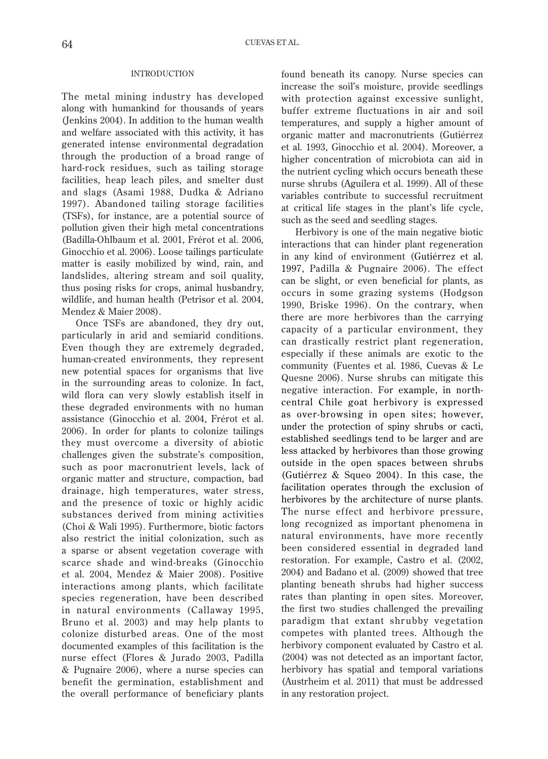## INTRODUCTION

The metal mining industry has developed along with humankind for thousands of years (Jenkins 2004). In addition to the human wealth and welfare associated with this activity, it has generated intense environmental degradation through the production of a broad range of hard-rock residues, such as tailing storage facilities, heap leach piles, and smelter dust and slags (Asami 1988, Dudka & Adriano 1997). Abandoned tailing storage facilities (TSFs), for instance, are a potential source of pollution given their high metal concentrations (Badilla-Ohlbaum et al. 2001, Frérot et al. 2006, Ginocchio et al. 2006). Loose tailings particulate matter is easily mobilized by wind, rain, and landslides, altering stream and soil quality, thus posing risks for crops, animal husbandry, wildlife, and human health (Petrisor et al. 2004, Mendez & Maier 2008).

Once TSFs are abandoned, they dry out, particularly in arid and semiarid conditions. Even though they are extremely degraded, human-created environments, they represent new potential spaces for organisms that live in the surrounding areas to colonize. In fact, wild flora can very slowly establish itself in these degraded environments with no human assistance (Ginocchio et al. 2004, Frérot et al. 2006). In order for plants to colonize tailings they must overcome a diversity of abiotic challenges given the substrate's composition, such as poor macronutrient levels, lack of organic matter and structure, compaction, bad drainage, high temperatures, water stress, and the presence of toxic or highly acidic substances derived from mining activities (Choi & Wali 1995). Furthermore, biotic factors also restrict the initial colonization, such as a sparse or absent vegetation coverage with scarce shade and wind-breaks (Ginocchio et al. 2004, Mendez & Maier 2008). Positive interactions among plants, which facilitate species regeneration, have been described in natural environments (Callaway 1995, Bruno et al. 2003) and may help plants to colonize disturbed areas. One of the most documented examples of this facilitation is the nurse effect (Flores & Jurado 2003, Padilla & Pugnaire 2006), where a nurse species can benefit the germination, establishment and the overall performance of beneficiary plants found beneath its canopy. Nurse species can increase the soil's moisture, provide seedlings with protection against excessive sunlight, buffer extreme fluctuations in air and soil temperatures, and supply a higher amount of organic matter and macronutrients (Gutiérrez et al. 1993, Ginocchio et al. 2004). Moreover, a higher concentration of microbiota can aid in the nutrient cycling which occurs beneath these nurse shrubs (Aguilera et al. 1999). All of these variables contribute to successful recruitment at critical life stages in the plant's life cycle, such as the seed and seedling stages.

Herbivory is one of the main negative biotic interactions that can hinder plant regeneration in any kind of environment (Gutiérrez et al. 1997, Padilla & Pugnaire 2006). The effect can be slight, or even beneficial for plants, as occurs in some grazing systems (Hodgson 1990, Briske 1996). On the contrary, when there are more herbivores than the carrying capacity of a particular environment, they can drastically restrict plant regeneration, especially if these animals are exotic to the community (Fuentes et al. 1986, Cuevas & Le Quesne 2006). Nurse shrubs can mitigate this negative interaction. For example, in north-central Chile goat herbivory is expressed as over-browsing in open sites; however, under the protection of spiny shrubs or cacti, established seedlings tend to be larger and are less attacked by herbivores than those growing outside in the open spaces between shrubs (Gutiérrez & Squeo 2004). In this case, the facilitation operates through the exclusion of herbivores by the architecture of nurse plants. The nurse effect and herbivore pressure, long recognized as important phenomena in natural environments, have more recently been considered essential in degraded land restoration. For example, Castro et al. (2002, 2004) and Badano et al. (2009) showed that tree planting beneath shrubs had higher success rates than planting in open sites. Moreover, the first two studies challenged the prevailing paradigm that extant shrubby vegetation competes with planted trees. Although the herbivory component evaluated by Castro et al. (2004) was not detected as an important factor, herbivory has spatial and temporal variations (Austrheim et al. 2011) that must be addressed in any restoration project.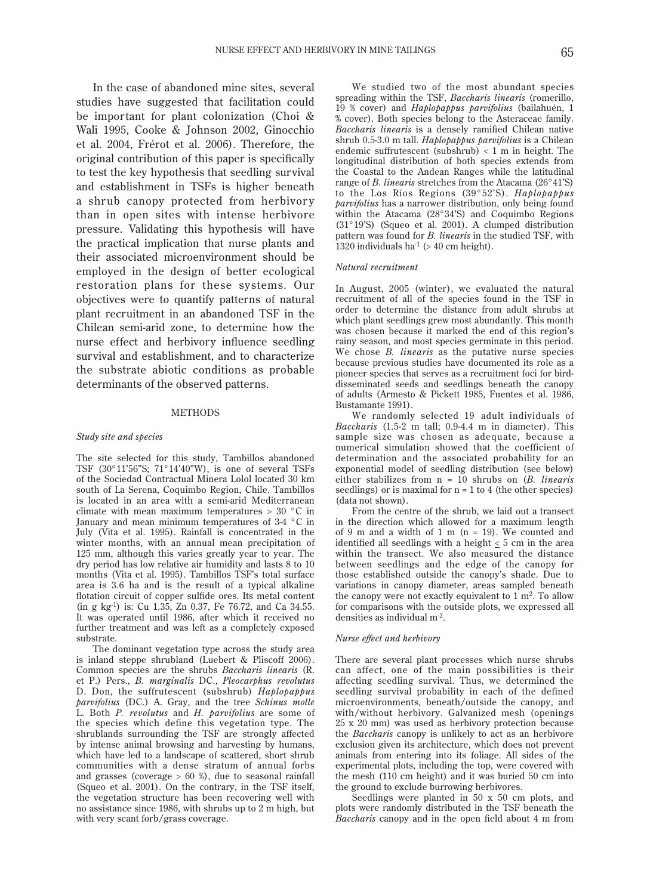In the case of abandoned mine sites, several studies have suggested that facilitation could be important for plant colonization (Choi & Wali 1995, Cooke & Johnson 2002, Ginocchio et al. 2004, Frérot et al. 2006). Therefore, the original contribution of this paper is specifically to test the key hypothesis that seedling survival and establishment in TSFs is higher beneath a shrub canopy protected from herbivory than in open sites with intense herbivore pressure. Validating this hypothesis will have the practical implication that nurse plants and their associated microenvironment should be employed in the design of better ecological restoration plans for these systems. Our objectives were to quantify patterns of natural plant recruitment in an abandoned TSF in the Chilean semi-arid zone, to determine how the nurse effect and herbivory influence seedling survival and establishment, and to characterize the substrate abiotic conditions as probable determinants of the observed patterns.

## METHODS

### *Study site and species*

The site selected for this study, Tambillos abandoned TSF (30°11'56"S; 71°14'40"W), is one of several TSFs of the Sociedad Contractual Minera Lolol located 30 km south of La Serena, Coquimbo Region, Chile. Tambillos is located in an area with a semi-arid Mediterranean climate with mean maximum temperatures > 30 °C in January and mean minimum temperatures of 3-4 °C in July (Vita et al. 1995). Rainfall is concentrated in the winter months, with an annual mean precipitation of 125 mm, although this varies greatly year to year. The dry period has low relative air humidity and lasts 8 to 10 months (Vita et al. 1995). Tambillos TSF's total surface area is 3.6 ha and is the result of a typical alkaline flotation circuit of copper sulfide ores. Its metal content (in g kg$^{-1}$) is: Cu 1.35, Zn 0.37, Fe 76.72, and Ca 34.55. It was operated until 1986, after which it received no further treatment and was left as a completely exposed substrate.

The dominant vegetation type across the study area is inland steppe shrubland (Luebert & Pliscoff 2006). Common species are the shrubs *Baccharis linearis* (R. et P.) Pers., *B. marginalis* DC., *Pleocarphus revolutus* D. Don, the suffrutescent (subshrub) *Haplopappus parvifolius* (DC.) A. Gray, and the tree *Schinus molle* L. Both *P. revolutus* and *H. parvifolius* are some of the species which define this vegetation type. The shrublands surrounding the TSF are strongly affected by intense animal browsing and harvesting by humans, which have led to a landscape of scattered, short shrub communities with a dense stratum of annual forbs and grasses (coverage > 60 %), due to seasonal rainfall (Squeo et al. 2001). On the contrary, in the TSF itself, the vegetation structure has been recovering well with no assistance since 1986, with shrubs up to 2 m high, but with very scant forb/grass coverage.

We studied two of the most abundant species spreading within the TSF, *Baccharis linearis* (romerillo, 19 % cover) and *Haplopappus parvifolius* (bailahuén, 1 % cover). Both species belong to the Asteraceae family. *Baccharis linearis* is a densely ramified Chilean native shrub 0.5-3.0 m tall. *Haplopappus parvifolius* is a Chilean endemic suffrutescent (subshrub) < 1 m in height. The longitudinal distribution of both species extends from the Coastal to the Andean Ranges while the latitudinal range of *B. linearis* stretches from the Atacama (26°41'S) to the Los Ríos Regions (39°52'S). *Haplopappus parvifolius* has a narrower distribution, only being found within the Atacama (28°34'S) and Coquimbo Regions (31°19'S) (Squeo et al. 2001). A clumped distribution pattern was found for *B. linearis* in the studied TSF, with 1320 individuals ha$^{-1}$ (> 40 cm height).

### *Natural recruitment*

In August, 2005 (winter), we evaluated the natural recruitment of all of the species found in the TSF in order to determine the distance from adult shrubs at which plant seedlings grew most abundantly. This month was chosen because it marked the end of this region's rainy season, and most species germinate in this period. We chose *B. linearis* as the putative nurse species because previous studies have documented its role as a pioneer species that serves as a recruitment foci for bird-disseminated seeds and seedlings beneath the canopy of adults (Armesto & Pickett 1985, Fuentes et al. 1986, Bustamante 1991).

We randomly selected 19 adult individuals of *Baccharis* (1.5-2 m tall; 0.9-4.4 m in diameter). This sample size was chosen as adequate, because a numerical simulation showed that the coefficient of determination and the associated probability for an exponential model of seedling distribution (see below) either stabilizes from n = 10 shrubs on (*B. linearis* seedlings) or is maximal for n = 1 to 4 (the other species) (data not shown).

From the centre of the shrub, we laid out a transect in the direction which allowed for a maximum length of 9 m and a width of 1 m (n = 19). We counted and identified all seedlings with a height ≤ 5 cm in the area within the transect. We also measured the distance between seedlings and the edge of the canopy for those established outside the canopy's shade. Due to variations in canopy diameter, areas sampled beneath the canopy were not exactly equivalent to 1 m$^2$. To allow for comparisons with the outside plots, we expressed all densities as individual m$^{-2}$.

### *Nurse effect and herbivory*

There are several plant processes which nurse shrubs can affect, one of the main possibilities is their affecting seedling survival. Thus, we determined the seedling survival probability in each of the defined microenvironments, beneath/outside the canopy, and with/without herbivory. Galvanized mesh (openings 25 x 20 mm) was used as herbivory protection because the *Baccharis* canopy is unlikely to act as an herbivore exclusion given its architecture, which does not prevent animals from entering into its foliage. All sides of the experimental plots, including the top, were covered with the mesh (110 cm height) and it was buried 50 cm into the ground to exclude burrowing herbivores.

Seedlings were planted in 50 x 50 cm plots, and plots were randomly distributed in the TSF beneath the *Baccharis* canopy and in the open field about 4 m from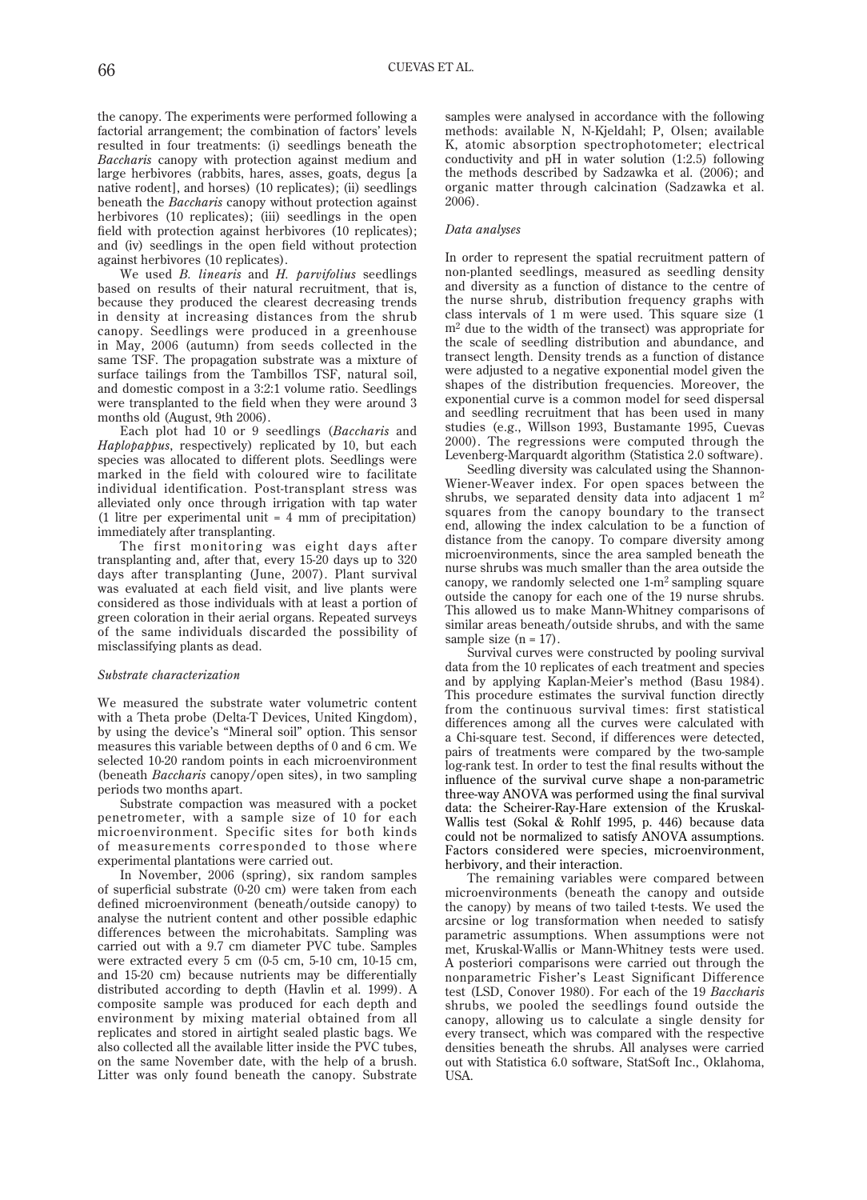the canopy. The experiments were performed following a factorial arrangement; the combination of factors' levels resulted in four treatments: (i) seedlings beneath the *Baccharis* canopy with protection against medium and large herbivores (rabbits, hares, asses, goats, degus [a native rodent], and horses) (10 replicates); (ii) seedlings beneath the *Baccharis* canopy without protection against herbivores (10 replicates); (iii) seedlings in the open field with protection against herbivores (10 replicates); and (iv) seedlings in the open field without protection against herbivores (10 replicates).

We used *B. linearis* and *H. parvifolius* seedlings based on results of their natural recruitment, that is, because they produced the clearest decreasing trends in density at increasing distances from the shrub canopy. Seedlings were produced in a greenhouse in May, 2006 (autumn) from seeds collected in the same TSF. The propagation substrate was a mixture of surface tailings from the Tambillos TSF, natural soil, and domestic compost in a 3:2:1 volume ratio. Seedlings were transplanted to the field when they were around 3 months old (August, 9th 2006).

Each plot had 10 or 9 seedlings (*Baccharis* and *Haplopappus*, respectively) replicated by 10, but each species was allocated to different plots. Seedlings were marked in the field with coloured wire to facilitate individual identification. Post-transplant stress was alleviated only once through irrigation with tap water (1 litre per experimental unit = 4 mm of precipitation) immediately after transplanting.

The first monitoring was eight days after transplanting and, after that, every 15-20 days up to 320 days after transplanting (June, 2007). Plant survival was evaluated at each field visit, and live plants were considered as those individuals with at least a portion of green coloration in their aerial organs. Repeated surveys of the same individuals discarded the possibility of misclassifying plants as dead.

### *Substrate characterization*

We measured the substrate water volumetric content with a Theta probe (Delta-T Devices, United Kingdom), by using the device's "Mineral soil" option. This sensor measures this variable between depths of 0 and 6 cm. We selected 10-20 random points in each microenvironment (beneath *Baccharis* canopy/open sites), in two sampling periods two months apart.

Substrate compaction was measured with a pocket penetrometer, with a sample size of 10 for each microenvironment. Specific sites for both kinds of measurements corresponded to those where experimental plantations were carried out.

In November, 2006 (spring), six random samples of superficial substrate (0-20 cm) were taken from each defined microenvironment (beneath/outside canopy) to analyse the nutrient content and other possible edaphic differences between the microhabitats. Sampling was carried out with a 9.7 cm diameter PVC tube. Samples were extracted every 5 cm (0-5 cm, 5-10 cm, 10-15 cm, and 15-20 cm) because nutrients may be differentially distributed according to depth (Havlin et al. 1999). A composite sample was produced for each depth and environment by mixing material obtained from all replicates and stored in airtight sealed plastic bags. We also collected all the available litter inside the PVC tubes, on the same November date, with the help of a brush. Litter was only found beneath the canopy. Substrate samples were analysed in accordance with the following methods: available N, N-Kjeldahl; P, Olsen; available K, atomic absorption spectrophotometer; electrical conductivity and pH in water solution (1:2.5) following the methods described by Sadzawka et al. (2006); and organic matter through calcination (Sadzawka et al. 2006).

### *Data analyses*

In order to represent the spatial recruitment pattern of non-planted seedlings, measured as seedling density and diversity as a function of distance to the centre of the nurse shrub, distribution frequency graphs with class intervals of 1 m were used. This square size (1 $m^2$ due to the width of the transect) was appropriate for the scale of seedling distribution and abundance, and transect length. Density trends as a function of distance were adjusted to a negative exponential model given the shapes of the distribution frequencies. Moreover, the exponential curve is a common model for seed dispersal and seedling recruitment that has been used in many studies (e.g., Willson 1993, Bustamante 1995, Cuevas 2000). The regressions were computed through the Levenberg-Marquardt algorithm (Statistica 2.0 software).

Seedling diversity was calculated using the Shannon-Wiener-Weaver index. For open spaces between the shrubs, we separated density data into adjacent 1 $m^2$ squares from the canopy boundary to the transect end, allowing the index calculation to be a function of distance from the canopy. To compare diversity among microenvironments, since the area sampled beneath the nurse shrub was much smaller than the area outside the canopy, we randomly selected one 1-$m^2$ sampling square outside the canopy for each one of the 19 nurse shrubs. This allowed us to make Mann-Whitney comparisons of similar areas beneath/outside shrubs, and with the same sample size (n = 17).

Survival curves were constructed by pooling survival data from the 10 replicates of each treatment and species and by applying Kaplan-Meier's method (Basu 1984). This procedure estimates the survival function directly from the continuous survival times: first statistical differences among all the curves were calculated with a Chi-square test. Second, if differences were detected, pairs of treatments were compared by the two-sample log-rank test. In order to test the final results without the influence of the survival curve shape a non-parametric three-way ANOVA was performed using the final survival data: the Scheirer-Ray-Hare extension of the Kruskal-Wallis test (Sokal & Rohlf 1995, p. 446) because data could not be normalized to satisfy ANOVA assumptions. Factors considered were species, microenvironment, herbivory, and their interaction.

The remaining variables were compared between microenvironments (beneath the canopy and outside the canopy) by means of two tailed t-tests. We used the arcsine or log transformation when needed to satisfy parametric assumptions. When assumptions were not met, Kruskal-Wallis or Mann-Whitney tests were used. A posteriori comparisons were carried out through the nonparametric Fisher's Least Significant Difference test (LSD, Conover 1980). For each of the 19 *Baccharis* shrubs, we pooled the seedlings found outside the canopy, allowing us to calculate a single density for every transect, which was compared with the respective densities beneath the shrubs. All analyses were carried out with Statistica 6.0 software, StatSoft Inc., Oklahoma, USA.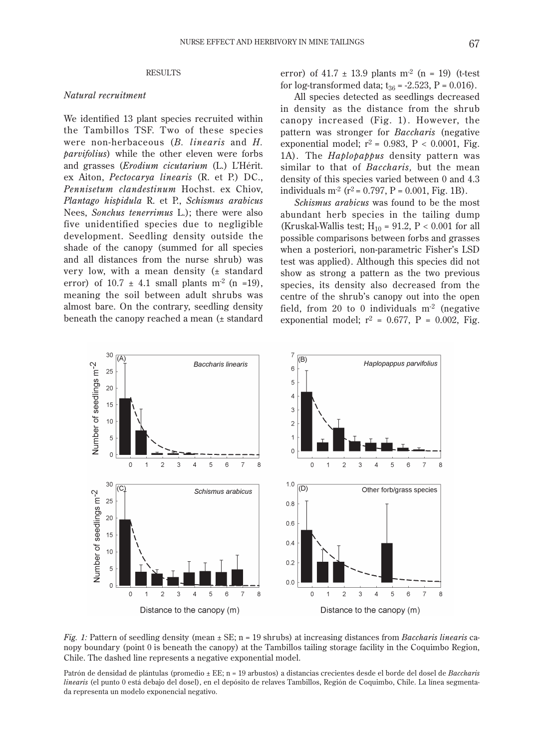### RESULTS

*Natural recruitment*

We identified 13 plant species recruited within the Tambillos TSF. Two of these species were non-herbaceous (*B. linearis* and *H. parvifolius*) while the other eleven were forbs and grasses (*Erodium cicutarium* (L.) L'Hérit. ex Aiton, *Pectocarya linearis* (R. et P.) DC., *Pennisetum clandestinum* Hochst. ex Chiov, *Plantago hispidula* R. et P., *Schismus arabicus* Nees, *Sonchus tenerrimus* L.); there were also five unidentified species due to negligible development. Seedling density outside the shade of the canopy (summed for all species and all distances from the nurse shrub) was very low, with a mean density (± standard error) of 10.7 ± 4.1 small plants $m^{-2}$ (n =19), meaning the soil between adult shrubs was almost bare. On the contrary, seedling density beneath the canopy reached a mean (± standard error) of 41.7 ± 13.9 plants $m^{-2}$ (n = 19) (t-test for log-transformed data; $t_{36} = -2.523$, P = 0.016).

All species detected as seedlings decreased in density as the distance from the shrub canopy increased (Fig. 1). However, the pattern was stronger for *Baccharis* (negative exponential model; $r^2 = 0.983$, $P < 0.0001$, Fig. 1A). The *Haplopappus* density pattern was similar to that of *Baccharis,* but the mean density of this species varied between 0 and 4.3 individuals $m^{-2}$ ($r^2 = 0.797$, P = 0.001, Fig. 1B).

*Schismus arabicus* was found to be the most abundant herb species in the tailing dump (Kruskal-Wallis test; $H_{10} = 91.2$, $P < 0.001$ for all possible comparisons between forbs and grasses when a posteriori, non-parametric Fisher's LSD test was applied). Although this species did not show as strong a pattern as the two previous species, its density also decreased from the centre of the shrub's canopy out into the open field, from 20 to 0 individuals $m^{-2}$ (negative exponential model; $r^2 = 0.677$, P = 0.002, Fig.

*Fig. 1:* Pattern of seedling density (mean ± SE; n = 19 shrubs) at increasing distances from *Baccharis linearis* canopy boundary (point 0 is beneath the canopy) at the Tambillos tailing storage facility in the Coquimbo Region, Chile. The dashed line represents a negative exponential model.

Patrón de densidad de plántulas (promedio ± EE; n = 19 arbustos) a distancias crecientes desde el borde del dosel de *Baccharis linearis* (el punto 0 está debajo del dosel), en el depósito de relaves Tambillos, Región de Coquimbo, Chile. La línea segmentada representa un modelo exponencial negativo.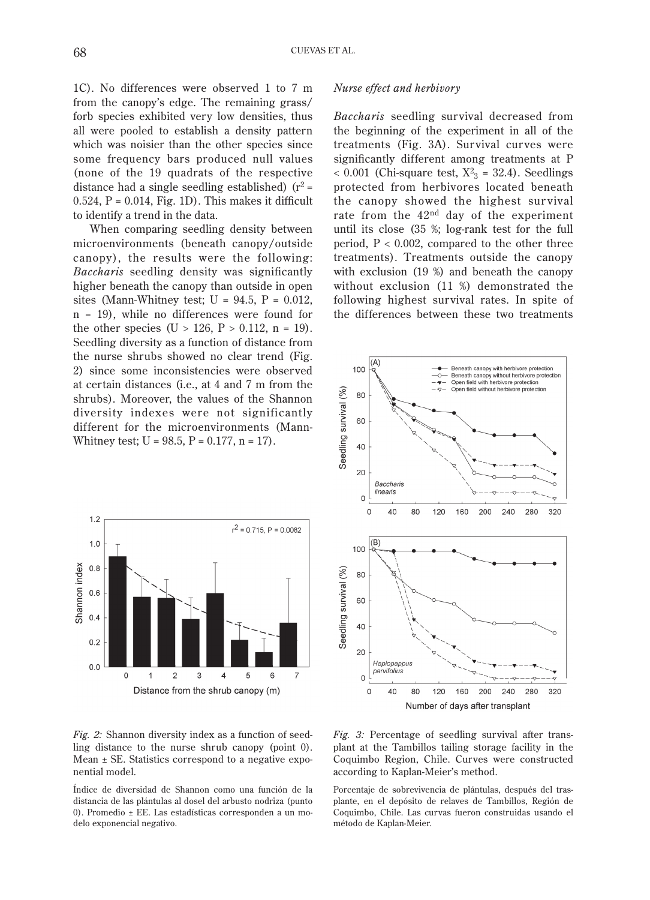1C). No differences were observed 1 to 7 m from the canopy's edge. The remaining grass/forb species exhibited very low densities, thus all were pooled to establish a density pattern which was noisier than the other species since some frequency bars produced null values (none of the 19 quadrats of the respective distance had a single seedling established) ($r^2 = 0.524$, $P = 0.014$, Fig. 1D). This makes it difficult to identify a trend in the data.

When comparing seedling density between microenvironments (beneath canopy/outside canopy), the results were the following: *Baccharis* seedling density was significantly higher beneath the canopy than outside in open sites (Mann-Whitney test; $U = 94.5$, $P = 0.012$, $n = 19$), while no differences were found for the other species ($U > 126$, $P > 0.112$, $n = 19$). Seedling diversity as a function of distance from the nurse shrubs showed no clear trend (Fig. 2) since some inconsistencies were observed at certain distances (i.e., at 4 and 7 m from the shrubs). Moreover, the values of the Shannon diversity indexes were not significantly different for the microenvironments (Mann-Whitney test; $U = 98.5$, $P = 0.177$, $n = 17$).

*Fig. 2:* Shannon diversity index as a function of seedling distance to the nurse shrub canopy (point 0). Mean ± SE. Statistics correspond to a negative exponential model.

Índice de diversidad de Shannon como una función de la distancia de las plántulas al dosel del arbusto nodriza (punto 0). Promedio ± EE. Las estadísticas corresponden a un modelo exponencial negativo.

*Nurse effect and herbivory*

*Baccharis* seedling survival decreased from the beginning of the experiment in all of the treatments (Fig. 3A). Survival curves were significantly different among treatments at $P < 0.001$ (Chi-square test, $X^2_3 = 32.4$). Seedlings protected from herbivores located beneath the canopy showed the highest survival rate from the 42[nd] day of the experiment until its close (35 %; log-rank test for the full period, $P < 0.002$, compared to the other three treatments). Treatments outside the canopy with exclusion (19 %) and beneath the canopy without exclusion (11 %) demonstrated the following highest survival rates. In spite of the differences between these two treatments

*Fig. 3:* Percentage of seedling survival after transplant at the Tambillos tailing storage facility in the Coquimbo Region, Chile. Curves were constructed according to Kaplan-Meier's method.

Porcentaje de sobrevivencia de plántulas, después del trasplante, en el depósito de relaves de Tambillos, Región de Coquimbo, Chile. Las curvas fueron construidas usando el método de Kaplan-Meier.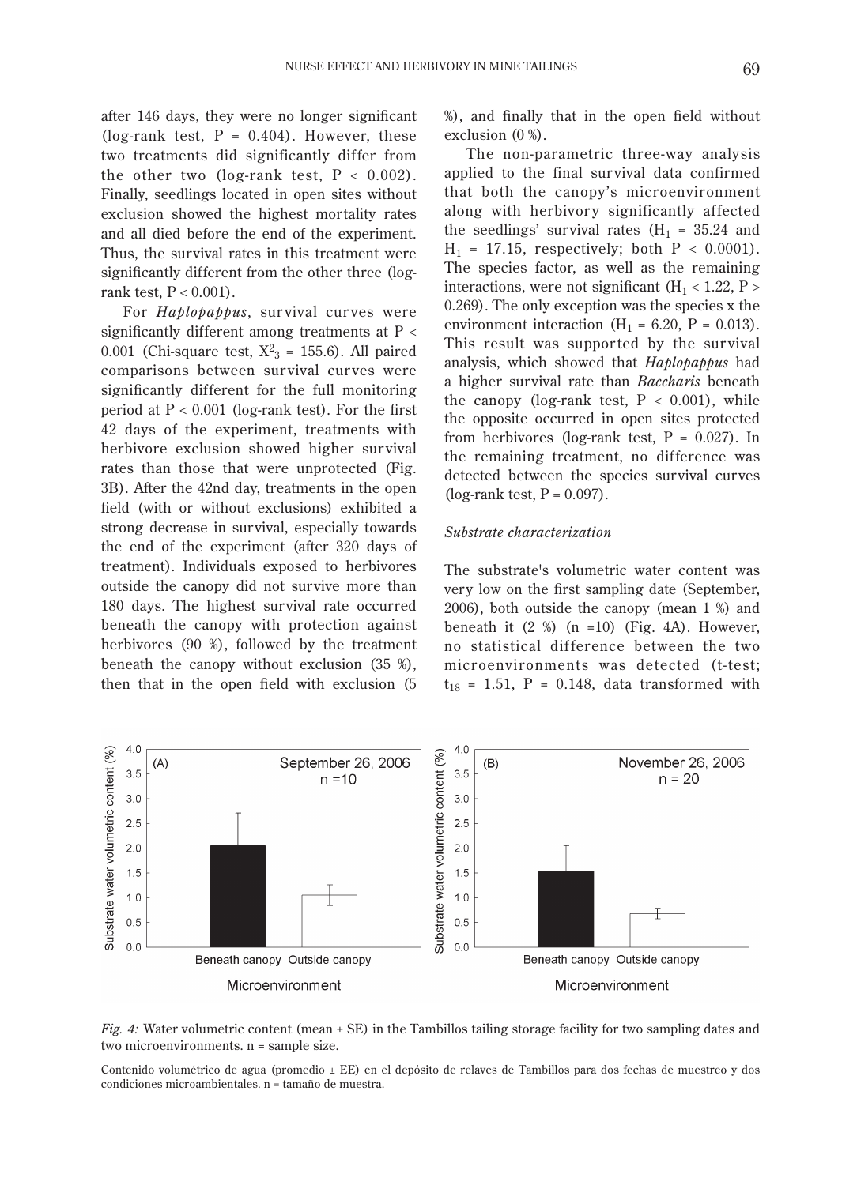after 146 days, they were no longer significant (log-rank test, P = 0.404). However, these two treatments did significantly differ from the other two (log-rank test, P < 0.002). Finally, seedlings located in open sites without exclusion showed the highest mortality rates and all died before the end of the experiment. Thus, the survival rates in this treatment were significantly different from the other three (log-rank test, P < 0.001).

For *Haplopappus*, survival curves were significantly different among treatments at P < 0.001 (Chi-square test, $X^2_3$ = 155.6). All paired comparisons between survival curves were significantly different for the full monitoring period at P < 0.001 (log-rank test). For the first 42 days of the experiment, treatments with herbivore exclusion showed higher survival rates than those that were unprotected (Fig. 3B). After the 42nd day, treatments in the open field (with or without exclusions) exhibited a strong decrease in survival, especially towards the end of the experiment (after 320 days of treatment). Individuals exposed to herbivores outside the canopy did not survive more than 180 days. The highest survival rate occurred beneath the canopy with protection against herbivores (90 %), followed by the treatment beneath the canopy without exclusion (35 %), then that in the open field with exclusion (5 %), and finally that in the open field without exclusion (0 %).

The non-parametric three-way analysis applied to the final survival data confirmed that both the canopy's microenvironment along with herbivory significantly affected the seedlings' survival rates ($H_1$ = 35.24 and $H_1$ = 17.15, respectively; both P < 0.0001). The species factor, as well as the remaining interactions, were not significant ($H_1$ < 1.22, P > 0.269). The only exception was the species x the environment interaction ($H_1$ = 6.20, P = 0.013). This result was supported by the survival analysis, which showed that *Haplopappus* had a higher survival rate than *Baccharis* beneath the canopy (log-rank test, P < 0.001), while the opposite occurred in open sites protected from herbivores (log-rank test, P = 0.027). In the remaining treatment, no difference was detected between the species survival curves (log-rank test, P = 0.097).

### *Substrate characterization*

The substrate's volumetric water content was very low on the first sampling date (September, 2006), both outside the canopy (mean 1 %) and beneath it (2 %) (n =10) (Fig. 4A). However, no statistical difference between the two microenvironments was detected (t-test; $t_{18}$ = 1.51, P = 0.148, data transformed with

*Fig. 4:* Water volumetric content (mean ± SE) in the Tambillos tailing storage facility for two sampling dates and two microenvironments. n = sample size.

Contenido volumétrico de agua (promedio ± EE) en el depósito de relaves de Tambillos para dos fechas de muestreo y dos condiciones microambientales. n = tamaño de muestra.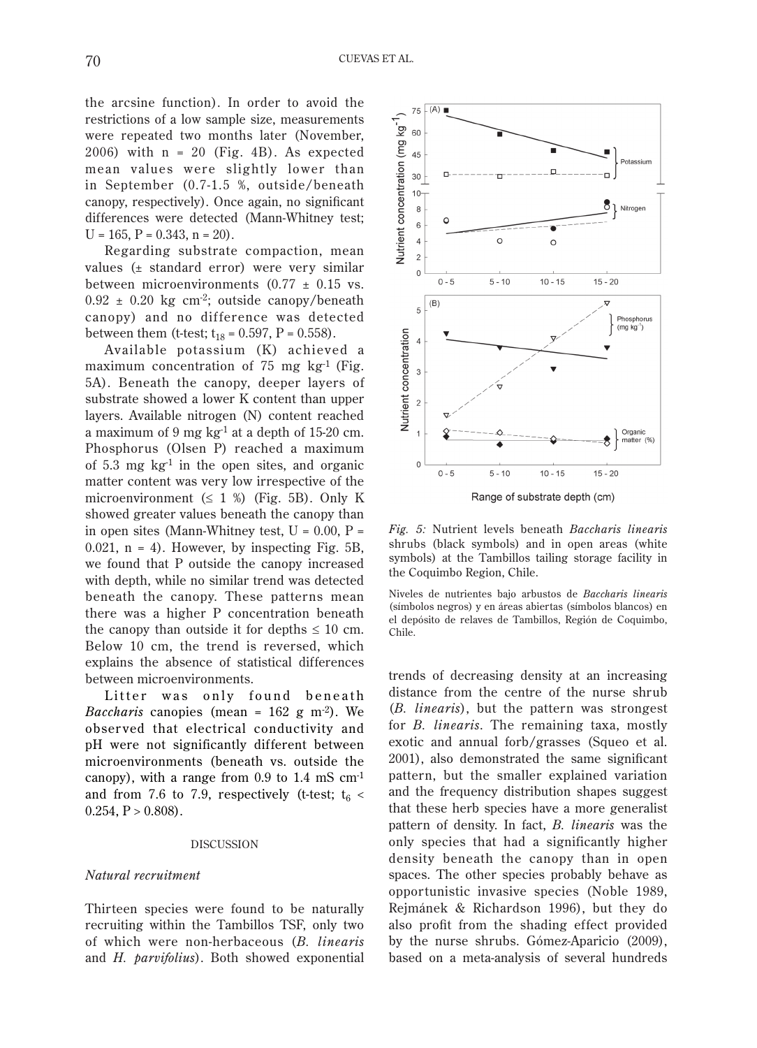the arcsine function). In order to avoid the restrictions of a low sample size, measurements were repeated two months later (November, 2006) with n = 20 (Fig. 4B). As expected mean values were slightly lower than in September (0.7-1.5 %, outside/beneath canopy, respectively). Once again, no significant differences were detected (Mann-Whitney test; U = 165, P = 0.343, n = 20).

Regarding substrate compaction, mean values (± standard error) were very similar between microenvironments (0.77 ± 0.15 vs. 0.92 ± 0.20 kg $cm^{-2}$; outside canopy/beneath canopy) and no difference was detected between them (t-test; $t_{18}$ = 0.597, P = 0.558).

Available potassium (K) achieved a maximum concentration of 75 mg $kg^{-1}$ (Fig. 5A). Beneath the canopy, deeper layers of substrate showed a lower K content than upper layers. Available nitrogen (N) content reached a maximum of 9 mg $kg^{-1}$ at a depth of 15-20 cm. Phosphorus (Olsen P) reached a maximum of 5.3 mg $kg^{-1}$ in the open sites, and organic matter content was very low irrespective of the microenvironment (≤ 1 %) (Fig. 5B). Only K showed greater values beneath the canopy than in open sites (Mann-Whitney test, U = 0.00, P = 0.021, n = 4). However, by inspecting Fig. 5B, we found that P outside the canopy increased with depth, while no similar trend was detected beneath the canopy. These patterns mean there was a higher P concentration beneath the canopy than outside it for depths ≤ 10 cm. Below 10 cm, the trend is reversed, which explains the absence of statistical differences between microenvironments.

Litter was only found beneath *Baccharis* canopies (mean = 162 g $m^{-2}$). We observed that electrical conductivity and pH were not significantly different between microenvironments (beneath vs. outside the canopy), with a range from 0.9 to 1.4 mS $cm^{-1}$ and from 7.6 to 7.9, respectively (t-test; $t_6$ < 0.254, P > 0.808).

*Fig. 5:* Nutrient levels beneath *Baccharis linearis* shrubs (black symbols) and in open areas (white symbols) at the Tambillos tailing storage facility in the Coquimbo Region, Chile.

Niveles de nutrientes bajo arbustos de *Baccharis linearis* (símbolos negros) y en áreas abiertas (símbolos blancos) en el depósito de relaves de Tambillos, Región de Coquimbo, Chile.

## DISCUSSION

### *Natural recruitment*

Thirteen species were found to be naturally recruiting within the Tambillos TSF, only two of which were non-herbaceous (*B. linearis* and *H. parvifolius*). Both showed exponential trends of decreasing density at an increasing distance from the centre of the nurse shrub (*B. linearis*), but the pattern was strongest for *B. linearis*. The remaining taxa, mostly exotic and annual forb/grasses (Squeo et al. 2001), also demonstrated the same significant pattern, but the smaller explained variation and the frequency distribution shapes suggest that these herb species have a more generalist pattern of density. In fact, *B. linearis* was the only species that had a significantly higher density beneath the canopy than in open spaces. The other species probably behave as opportunistic invasive species (Noble 1989, Rejmánek & Richardson 1996), but they do also profit from the shading effect provided by the nurse shrubs. Gómez-Aparicio (2009), based on a meta-analysis of several hundreds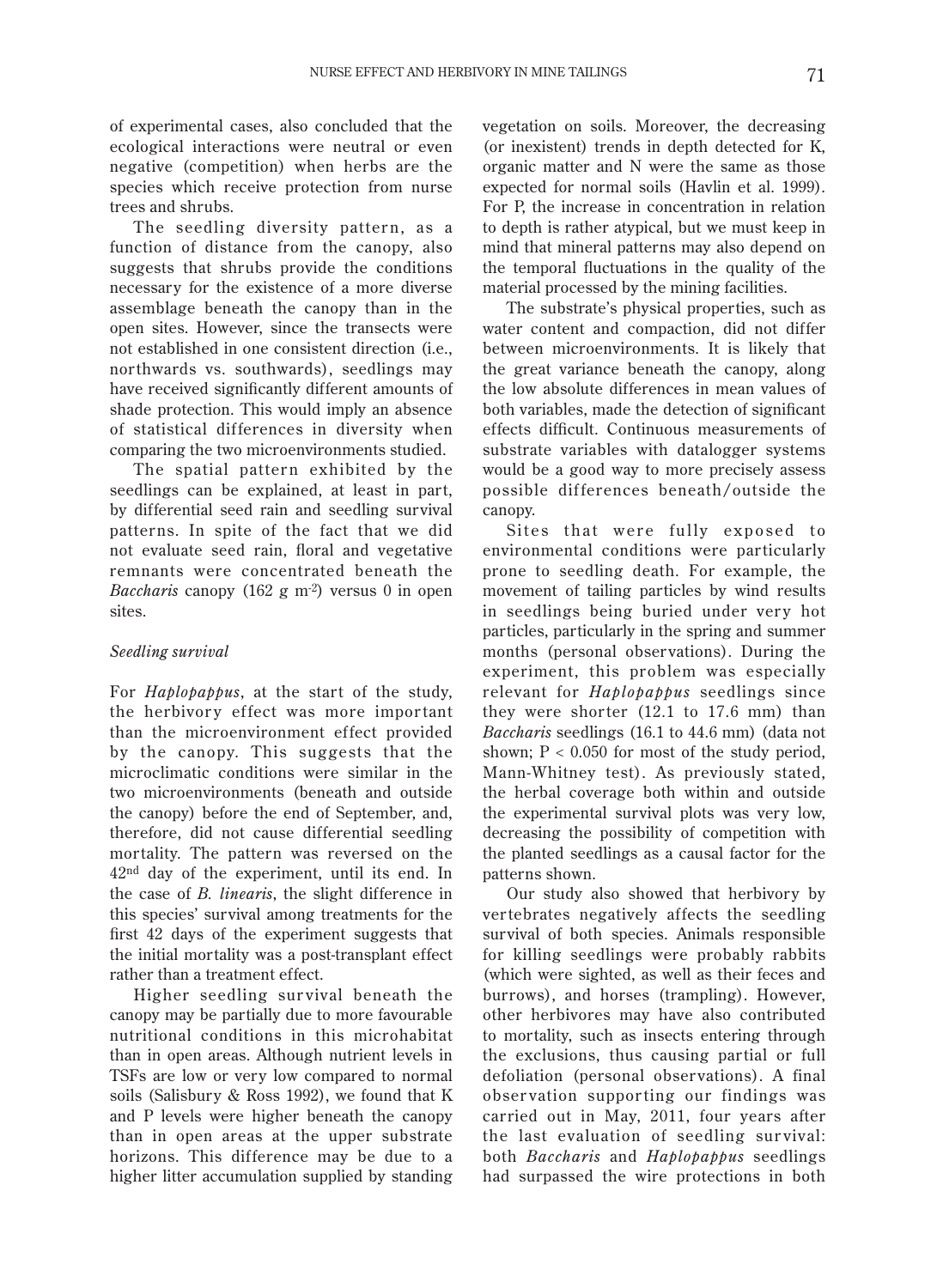of experimental cases, also concluded that the ecological interactions were neutral or even negative (competition) when herbs are the species which receive protection from nurse trees and shrubs.

The seedling diversity pattern, as a function of distance from the canopy, also suggests that shrubs provide the conditions necessary for the existence of a more diverse assemblage beneath the canopy than in the open sites. However, since the transects were not established in one consistent direction (i.e., northwards vs. southwards), seedlings may have received significantly different amounts of shade protection. This would imply an absence of statistical differences in diversity when comparing the two microenvironments studied.

The spatial pattern exhibited by the seedlings can be explained, at least in part, by differential seed rain and seedling survival patterns. In spite of the fact that we did not evaluate seed rain, floral and vegetative remnants were concentrated beneath the *Baccharis* canopy (162 g $m^{-2}$) versus 0 in open sites.

### *Seedling survival*

For *Haplopappus*, at the start of the study, the herbivory effect was more important than the microenvironment effect provided by the canopy. This suggests that the microclimatic conditions were similar in the two microenvironments (beneath and outside the canopy) before the end of September, and, therefore, did not cause differential seedling mortality. The pattern was reversed on the 42nd day of the experiment, until its end. In the case of *B. linearis*, the slight difference in this species' survival among treatments for the first 42 days of the experiment suggests that the initial mortality was a post-transplant effect rather than a treatment effect.

Higher seedling survival beneath the canopy may be partially due to more favourable nutritional conditions in this microhabitat than in open areas. Although nutrient levels in TSFs are low or very low compared to normal soils (Salisbury & Ross 1992), we found that K and P levels were higher beneath the canopy than in open areas at the upper substrate horizons. This difference may be due to a higher litter accumulation supplied by standing vegetation on soils. Moreover, the decreasing (or inexistent) trends in depth detected for K, organic matter and N were the same as those expected for normal soils (Havlin et al. 1999). For P, the increase in concentration in relation to depth is rather atypical, but we must keep in mind that mineral patterns may also depend on the temporal fluctuations in the quality of the material processed by the mining facilities.

The substrate's physical properties, such as water content and compaction, did not differ between microenvironments. It is likely that the great variance beneath the canopy, along the low absolute differences in mean values of both variables, made the detection of significant effects difficult. Continuous measurements of substrate variables with datalogger systems would be a good way to more precisely assess possible differences beneath/outside the canopy.

Sites that were fully exposed to environmental conditions were particularly prone to seedling death. For example, the movement of tailing particles by wind results in seedlings being buried under very hot particles, particularly in the spring and summer months (personal observations). During the experiment, this problem was especially relevant for *Haplopappus* seedlings since they were shorter (12.1 to 17.6 mm) than *Baccharis* seedlings (16.1 to 44.6 mm) (data not shown; $P < 0.050$ for most of the study period, Mann-Whitney test). As previously stated, the herbal coverage both within and outside the experimental survival plots was very low, decreasing the possibility of competition with the planted seedlings as a causal factor for the patterns shown.

Our study also showed that herbivory by vertebrates negatively affects the seedling survival of both species. Animals responsible for killing seedlings were probably rabbits (which were sighted, as well as their feces and burrows), and horses (trampling). However, other herbivores may have also contributed to mortality, such as insects entering through the exclusions, thus causing partial or full defoliation (personal observations). A final observation supporting our findings was carried out in May, 2011, four years after the last evaluation of seedling survival: both *Baccharis* and *Haplopappus* seedlings had surpassed the wire protections in both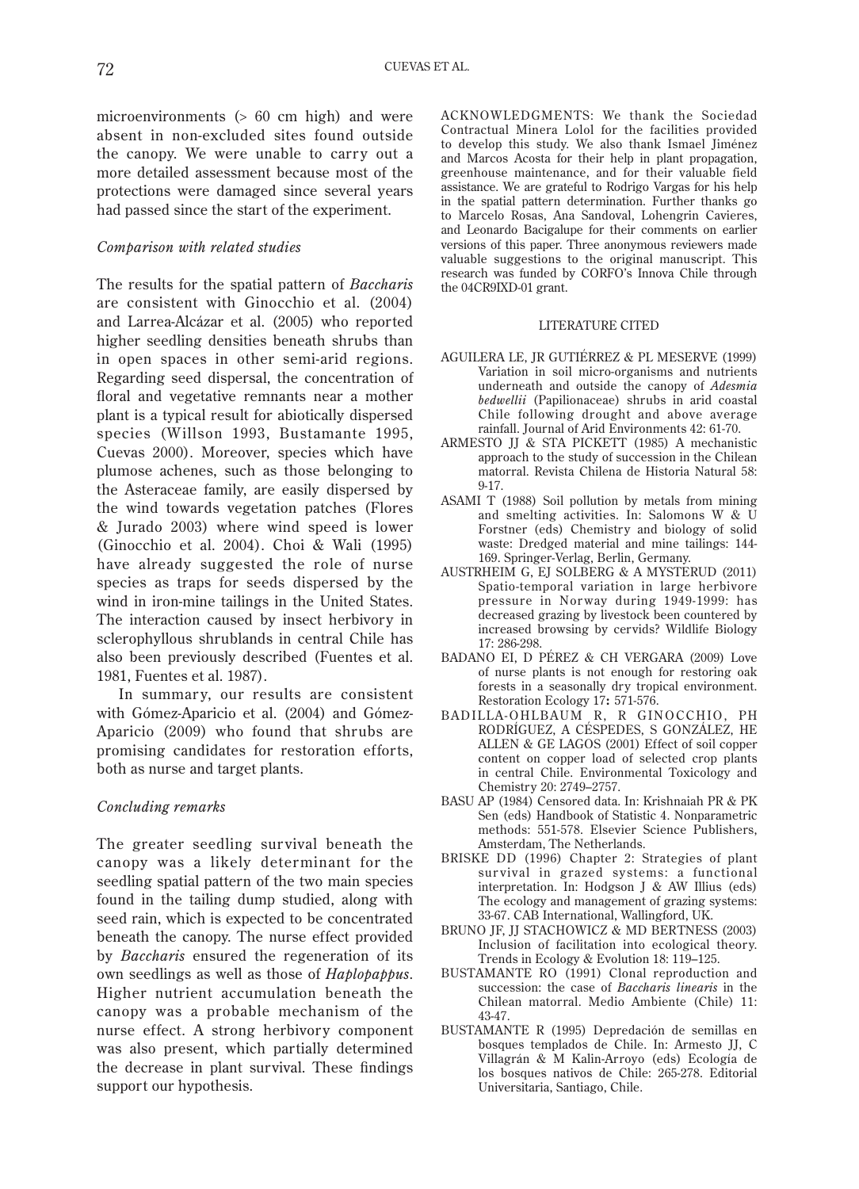microenvironments (> 60 cm high) and were absent in non-excluded sites found outside the canopy. We were unable to carry out a more detailed assessment because most of the protections were damaged since several years had passed since the start of the experiment.

### *Comparison with related studies*

The results for the spatial pattern of *Baccharis* are consistent with Ginocchio et al. (2004) and Larrea-Alcázar et al. (2005) who reported higher seedling densities beneath shrubs than in open spaces in other semi-arid regions. Regarding seed dispersal, the concentration of floral and vegetative remnants near a mother plant is a typical result for abiotically dispersed species (Willson 1993, Bustamante 1995, Cuevas 2000). Moreover, species which have plumose achenes, such as those belonging to the Asteraceae family, are easily dispersed by the wind towards vegetation patches (Flores & Jurado 2003) where wind speed is lower (Ginocchio et al. 2004). Choi & Wali (1995) have already suggested the role of nurse species as traps for seeds dispersed by the wind in iron-mine tailings in the United States. The interaction caused by insect herbivory in sclerophyllous shrublands in central Chile has also been previously described (Fuentes et al. 1981, Fuentes et al. 1987).

In summary, our results are consistent with Gómez-Aparicio et al. (2004) and Gómez-Aparicio (2009) who found that shrubs are promising candidates for restoration efforts, both as nurse and target plants.

### *Concluding remarks*

The greater seedling survival beneath the canopy was a likely determinant for the seedling spatial pattern of the two main species found in the tailing dump studied, along with seed rain, which is expected to be concentrated beneath the canopy. The nurse effect provided by *Baccharis* ensured the regeneration of its own seedlings as well as those of *Haplopappus*. Higher nutrient accumulation beneath the canopy was a probable mechanism of the nurse effect. A strong herbivory component was also present, which partially determined the decrease in plant survival. These findings support our hypothesis.

ACKNOWLEDGMENTS: We thank the Sociedad Contractual Minera Lolol for the facilities provided to develop this study. We also thank Ismael Jiménez and Marcos Acosta for their help in plant propagation, greenhouse maintenance, and for their valuable field assistance. We are grateful to Rodrigo Vargas for his help in the spatial pattern determination. Further thanks go to Marcelo Rosas, Ana Sandoval, Lohengrin Cavieres, and Leonardo Bacigalupe for their comments on earlier versions of this paper. Three anonymous reviewers made valuable suggestions to the original manuscript. This research was funded by CORFO's Innova Chile through the 04CR9IXD-01 grant.

## LITERATURE CITED

AGUILERA LE, JR GUTIÉRREZ & PL MESERVE (1999) Variation in soil micro-organisms and nutrients underneath and outside the canopy of *Adesmia bedwellii* (Papilionaceae) shrubs in arid coastal Chile following drought and above average rainfall. Journal of Arid Environments 42: 61-70.

ARMESTO JJ & STA PICKETT (1985) A mechanistic approach to the study of succession in the Chilean matorral. Revista Chilena de Historia Natural 58: 9-17.

ASAMI T (1988) Soil pollution by metals from mining and smelting activities. In: Salomons W & U Forstner (eds) Chemistry and biology of solid waste: Dredged material and mine tailings: 144-169. Springer-Verlag, Berlin, Germany.

AUSTRHEIM G, EJ SOLBERG & A MYSTERUD (2011) Spatio-temporal variation in large herbivore pressure in Norway during 1949-1999: has decreased grazing by livestock been countered by increased browsing by cervids? Wildlife Biology 17: 286-298.

BADANO EI, D PÉREZ & CH VERGARA (2009) Love of nurse plants is not enough for restoring oak forests in a seasonally dry tropical environment. Restoration Ecology 17**:** 571-576.

BADILLA-OHLBAUM R, R GINOCCHIO, PH RODRÍGUEZ, A CÉSPEDES, S GONZÁLEZ, HE ALLEN & GE LAGOS (2001) Effect of soil copper content on copper load of selected crop plants in central Chile. Environmental Toxicology and Chemistry 20: 2749–2757.

BASU AP (1984) Censored data. In: Krishnaiah PR & PK Sen (eds) Handbook of Statistic 4. Nonparametric methods: 551-578. Elsevier Science Publishers, Amsterdam, The Netherlands.

BRISKE DD (1996) Chapter 2: Strategies of plant survival in grazed systems: a functional interpretation. In: Hodgson J & AW Illius (eds) The ecology and management of grazing systems: 33-67. CAB International, Wallingford, UK.

BRUNO JF, JJ STACHOWICZ & MD BERTNESS (2003) Inclusion of facilitation into ecological theory. Trends in Ecology & Evolution 18: 119–125.

BUSTAMANTE RO (1991) Clonal reproduction and succession: the case of *Baccharis linearis* in the Chilean matorral. Medio Ambiente (Chile) 11: 43-47.

BUSTAMANTE R (1995) Depredación de semillas en bosques templados de Chile. In: Armesto JJ, C Villagrán & M Kalin-Arroyo (eds) Ecología de los bosques nativos de Chile: 265-278. Editorial Universitaria, Santiago, Chile.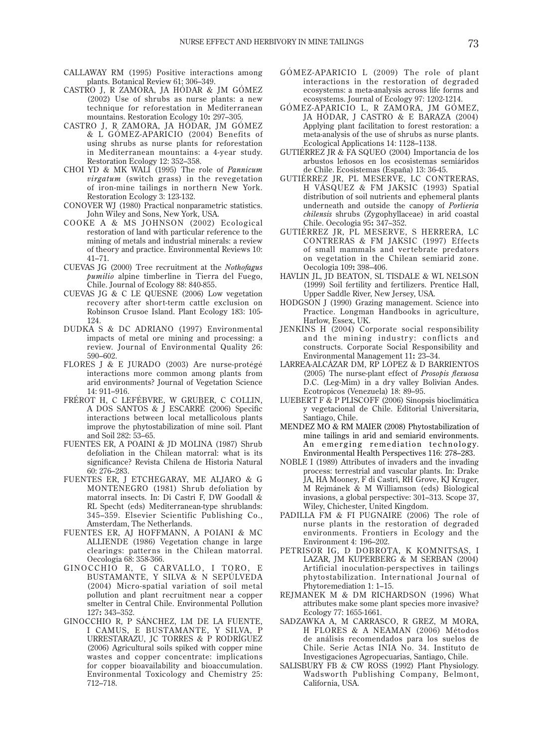CALLAWAY RM (1995) Positive interactions among plants. Botanical Review 61: 306–349.

CASTRO J, R ZAMORA, JA HÓDAR & JM GÓMEZ (2002) Use of shrubs as nurse plants: a new technique for reforestation in Mediterranean mountains. Restoration Ecology 10**:** 297–305.

CASTRO J, R ZAMORA, JA HÓDAR, JM GÓMEZ & L GÓMEZ-APARICIO (2004) Benefits of using shrubs as nurse plants for reforestation in Mediterranean mountains: a 4-year study. Restoration Ecology 12: 352–358.

CHOI YD & MK WALI (1995) The role of *Pannicum virgatum* (switch grass) in the revegetation of iron-mine tailings in northern New York. Restoration Ecology 3: 123-132.

CONOVER WJ (1980) Practical nonparametric statistics. John Wiley and Sons, New York, USA.

COOKE A & MS JOHNSON (2002) Ecological restoration of land with particular reference to the mining of metals and industrial minerals: a review of theory and practice. Environmental Reviews 10: 41–71.

CUEVAS JG (2000) Tree recruitment at the *Nothofagus pumilio* alpine timberline in Tierra del Fuego, Chile. Journal of Ecology 88: 840-855.

CUEVAS JG & C LE QUESNE (2006) Low vegetation recovery after short-term cattle exclusion on Robinson Crusoe Island. Plant Ecology 183: 105-124.

DUDKA S & DC ADRIANO (1997) Environmental impacts of metal ore mining and processing: a review. Journal of Environmental Quality 26: 590–602.

FLORES J & E JURADO (2003) Are nurse-protégé interactions more common among plants from arid environments? Journal of Vegetation Science 14: 911–916.

FRÉROT H, C LEFÉBVRE, W GRUBER, C COLLIN, A DOS SANTOS & J ESCARRÉ (2006) Specific interactions between local metallicolous plants improve the phytostabilization of mine soil. Plant and Soil 282: 53–65.

FUENTES ER, A POAINI & JD MOLINA (1987) Shrub defoliation in the Chilean matorral: what is its significance? Revista Chilena de Historia Natural 60: 276–283.

FUENTES ER, J ETCHEGARAY, ME ALJARO & G MONTENEGRO (1981) Shrub defoliation by matorral insects. In: Di Castri F, DW Goodall & RL Specht (eds) Mediterranean-type shrublands: 345–359. Elsevier Scientific Publishing Co., Amsterdam, The Netherlands.

FUENTES ER, AJ HOFFMANN, A POIANI & MC ALLIENDE (1986) Vegetation change in large clearings: patterns in the Chilean matorral. Oecologia 68: 358-366.

GINOCCHIO R, G CARVALLO, I TORO, E BUSTAMANTE, Y SILVA & N SEPÚLVEDA (2004) Micro-spatial variation of soil metal pollution and plant recruitment near a copper smelter in Central Chile. Environmental Pollution 127**:** 343–352.

GINOCCHIO R, P SÁNCHEZ, LM DE LA FUENTE, I CAMUS, E BUSTAMANTE, Y SILVA, P URRESTARAZU, JC TORRES & P RODRÍGUEZ (2006) Agricultural soils spiked with copper mine wastes and copper concentrate: implications for copper bioavailability and bioaccumulation. Environmental Toxicology and Chemistry 25: 712–718.

GÓMEZ-APARICIO L (2009) The role of plant interactions in the restoration of degraded ecosystems: a meta-analysis across life forms and ecosystems. Journal of Ecology 97: 1202-1214.

GÓMEZ-APARICIO L, R ZAMORA, JM GÓMEZ, JA HÓDAR, J CASTRO & E BARAZA (2004) Applying plant facilitation to forest restoration: a meta-analysis of the use of shrubs as nurse plants. Ecological Applications 14: 1128–1138.

GUTIÉRREZ JR & FA SQUEO (2004) Importancia de los arbustos leñosos en los ecosistemas semiáridos de Chile. Ecosistemas (España) 13: 36-45.

GUTIÉRREZ JR, PL MESERVE, LC CONTRERAS, H VÁSQUEZ & FM JAKSIC (1993) Spatial distribution of soil nutrients and ephemeral plants underneath and outside the canopy of *Porlieria chilensis* shrubs (Zygophyllaceae) in arid coastal Chile. Oecologia 95**:** 347–352.

GUTIÉRREZ JR, PL MESERVE, S HERRERA, LC CONTRERAS & FM JAKSIC (1997) Effects of small mammals and vertebrate predators on vegetation in the Chilean semiarid zone. Oecologia 109**:** 398–406.

HAVLIN JL, JD BEATON, SL TISDALE & WL NELSON (1999) Soil fertility and fertilizers. Prentice Hall, Upper Saddle River, New Jersey, USA.

HODGSON J (1990) Grazing management. Science into Practice. Longman Handbooks in agriculture, Harlow, Essex, UK.

JENKINS H (2004) Corporate social responsibility and the mining industry: conflicts and constructs. Corporate Social Responsibility and Environmental Management 11**:** 23–34.

LARREA-ALCÁZAR DM, RP LÓPEZ & D BARRIENTOS (2005) The nurse-plant effect of *Prosopis flexuosa* D.C. (Leg-Mim) in a dry valley Bolivian Andes. Ecotropicos (Venezuela) 18: 89–95.

LUEBERT F & P PLISCOFF (2006) Sinopsis bioclimática y vegetacional de Chile. Editorial Universitaria, Santiago, Chile.

MENDEZ MO & RM MAIER (2008) Phytostabilization of mine tailings in arid and semiarid environments. An emerging remediation technology. Environmental Health Perspectives 116: 278–283.

NOBLE I (1989) Attributes of invaders and the invading process: terrestrial and vascular plants. In: Drake JA, HA Mooney, F di Castri, RH Grove, KJ Kruger, M Rejmánek & M Williamson (eds) Biological invasions, a global perspective: 301–313. Scope 37, Wiley, Chichester, United Kingdom.

PADILLA FM & FI PUGNAIRE (2006) The role of nurse plants in the restoration of degraded environments. Frontiers in Ecology and the Environment 4: 196–202.

PETRISOR IG, D DOBROTA, K KOMNITSAS, I LAZAR, JM KUPERBERG & M SERBAN (2004) Artificial inoculation-perspectives in tailings phytostabilization. International Journal of Phytoremediation 1: 1–15.

REJMANEK M & DM RICHARDSON (1996) What attributes make some plant species more invasive? Ecology 77: 1655-1661.

SADZAWKA A, M CARRASCO, R GREZ, M MORA, H FLORES & A NEAMAN (2006) Métodos de análisis recomendados para los suelos de Chile. Serie Actas INIA No. 34. Instituto de Investigaciones Agropecuarias, Santiago, Chile.

SALISBURY FB & CW ROSS (1992) Plant Physiology. Wadsworth Publishing Company, Belmont, California, USA.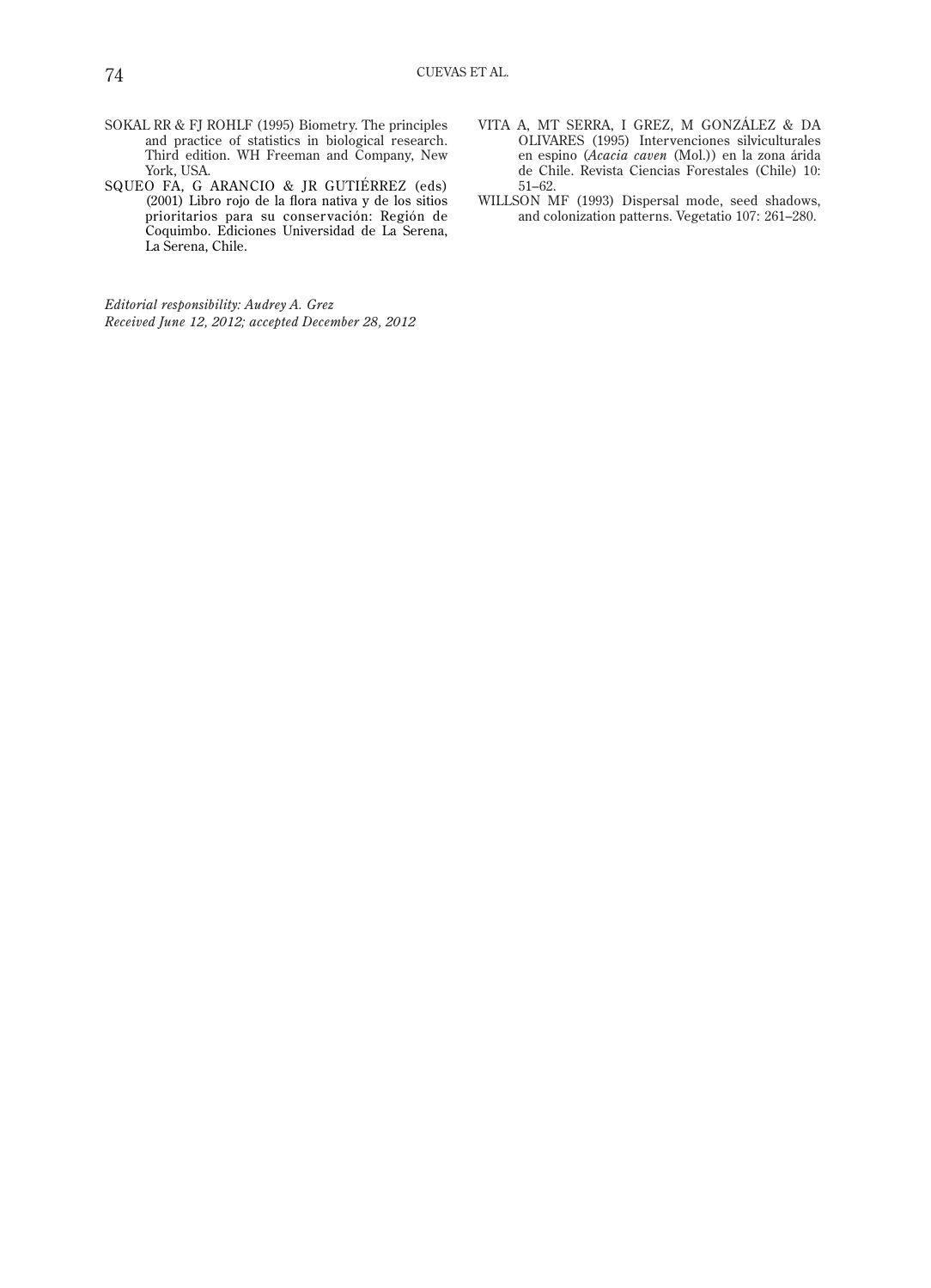SOKAL RR & FJ ROHLF (1995) Biometry. The principles and practice of statistics in biological research. Third edition. WH Freeman and Company, New York, USA.

SQUEO FA, G ARANCIO & JR GUTIÉRREZ (eds) (2001) Libro rojo de la flora nativa y de los sitios prioritarios para su conservación: Región de Coquimbo. Ediciones Universidad de La Serena, La Serena, Chile.

VITA A, MT SERRA, I GREZ, M GONZÁLEZ & DA OLIVARES (1995) Intervenciones silviculturales en espino (*Acacia caven* (Mol.)) en la zona árida de Chile. Revista Ciencias Forestales (Chile) 10: 51–62.

WILLSON MF (1993) Dispersal mode, seed shadows, and colonization patterns. Vegetatio 107: 261–280.

*Editorial responsibility: Audrey A. Grez*
*Received June 12, 2012; accepted December 28, 2012*